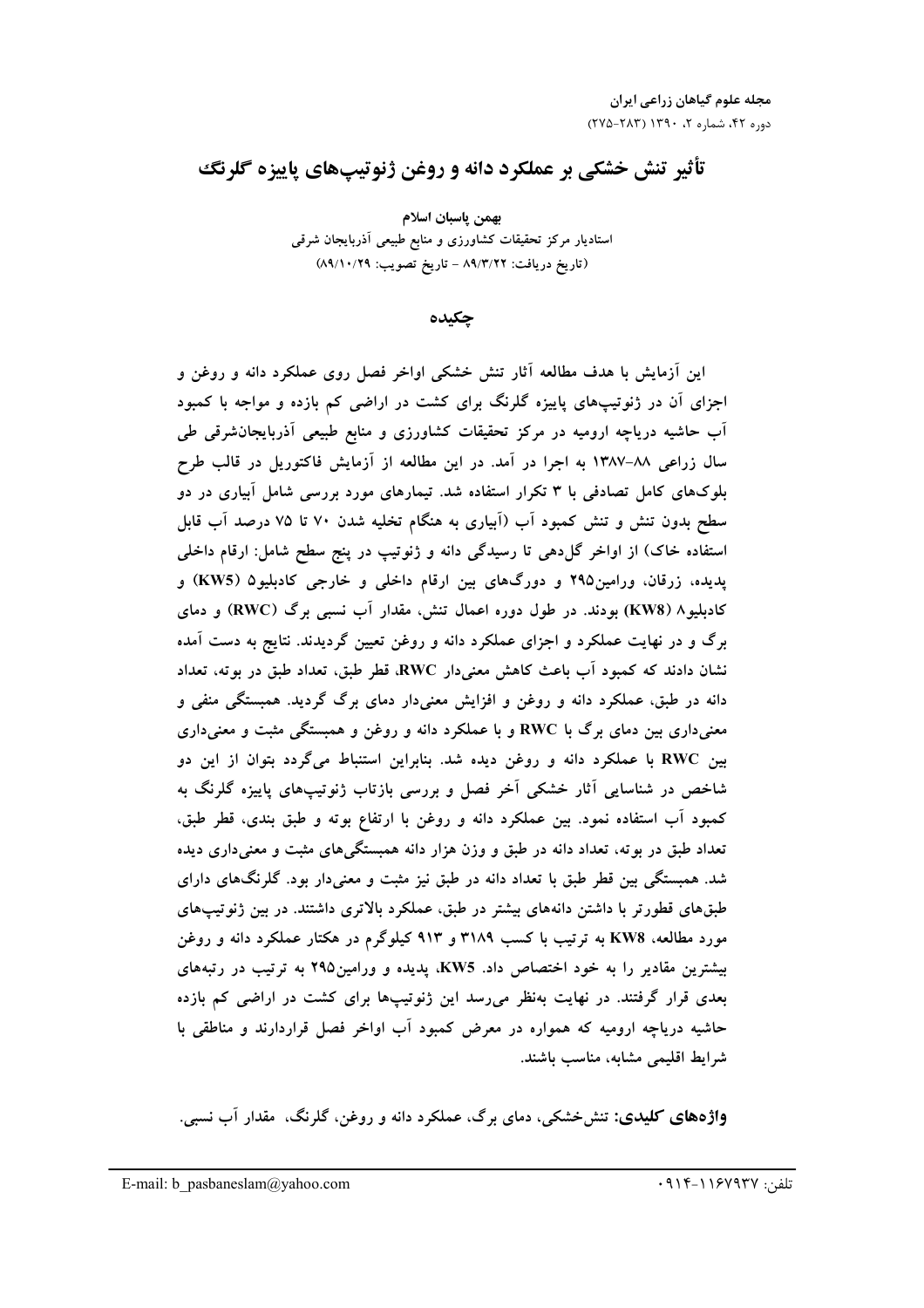# تأثیر تنش خشکی بر عملکرد دانه و روغن ژنوتیپ‌های پاییزه گلرنگ

**بهمن پاسبان اسلام**

استادیار مرکز تحقیقات کشاورزی و منابع طبیعی آذربایجان شرقی

(تاریخ دریافت: ۸۹/۳/۲۲ - تاریخ تصویب: ۸۹/۱۰/۲۹)

## چکیده

این آزمایش با هدف مطالعه آثار تنش خشکی اواخر فصل روی عملکرد دانه و روغن و اجزای آن در ژنوتیپ‌های پاییزه گلرنگ برای کشت در اراضی کم بازده و مواجه با کمبود آب حاشیه دریاچه ارومیه در مرکز تحقیقات کشاورزی و منابع طبیعی آذربایجان‌شرقی طی سال زراعی ۸۸-۱۳۸۷ به اجرا در آمد. در این مطالعه از آزمایش فاکتوریل در قالب طرح بلوک‌های کامل تصادفی با ۳ تکرار استفاده شد. تیمارهای مورد بررسی شامل آبیاری در دو سطح بدون تنش و تنش کمبود آب (آبیاری به هنگام تخلیه شدن ۷۰ تا ۷۵ درصد آب قابل استفاده خاک) از اواخر گل‌دهی تا رسیدگی دانه و ژنوتیپ در پنج سطح شامل: ارقام داخلی پدیده، زرقان، ورامین۲۹۵ و دورگ‌های بین ارقام داخلی و خارجی کادبلیو۵ (KW5) و کادبلیو۸ (KW8) بودند. در طول دوره اعمال تنش، مقدار آب نسبی برگ (RWC) و دمای برگ و در نهایت عملکرد و اجزای عملکرد دانه و روغن تعیین گردیدند. نتایج به دست آمده نشان دادند که کمبود آب باعث کاهش معنی‌دار RWC، قطر طبق، تعداد طبق در بوته، تعداد دانه در طبق، عملکرد دانه و روغن و افزایش معنی‌دار دمای برگ گردید. همبستگی منفی و معنی‌داری بین دمای برگ با RWC و با عملکرد دانه و روغن و همبستگی مثبت و معنی‌داری بین RWC با عملکرد دانه و روغن دیده شد. بنابراین استنباط می‌گردد بتوان از این دو شاخص در شناسایی آثار خشکی آخر فصل و بررسی بازتاب ژنوتیپ‌های پاییزه گلرنگ به کمبود آب استفاده نمود. بین عملکرد دانه و روغن با ارتفاع بوته و طبق بندی، قطر طبق، تعداد طبق در بوته، تعداد دانه در طبق و وزن هزار دانه همبستگی‌های مثبت و معنی‌داری دیده شد. همبستگی بین قطر طبق با تعداد دانه در طبق نیز مثبت و معنی‌دار بود. گلرنگ‌های دارای طبق‌های قطورتر با داشتن دانه‌های بیشتر در طبق، عملکرد بالاتری داشتند. در بین ژنوتیپ‌های مورد مطالعه، KW8 به ترتیب با کسب ۳۱۸۹ و ۹۱۳ کیلوگرم در هکتار عملکرد دانه و روغن بیشترین مقادیر را به خود اختصاص داد. KW5، پدیده و ورامین۲۹۵ به ترتیب در رتبه‌های بعدی قرار گرفتند. در نهایت به‌نظر می‌رسد این ژنوتیپ‌ها برای کشت در اراضی کم بازده حاشیه دریاچه ارومیه که همواره در معرض کمبود آب اواخر فصل قراردارند و مناطقی با شرایط اقلیمی مشابه، مناسب باشند.

**واژه‌های کلیدی:** تنش‌خشکی، دمای برگ، عملکرد دانه و روغن، گلرنگ، مقدار آب نسبی.

---

E-mail: b_pasbaneslam@yahoo.com

تلفن: ۰۹۱۴-۱۱۶۷۹۳۷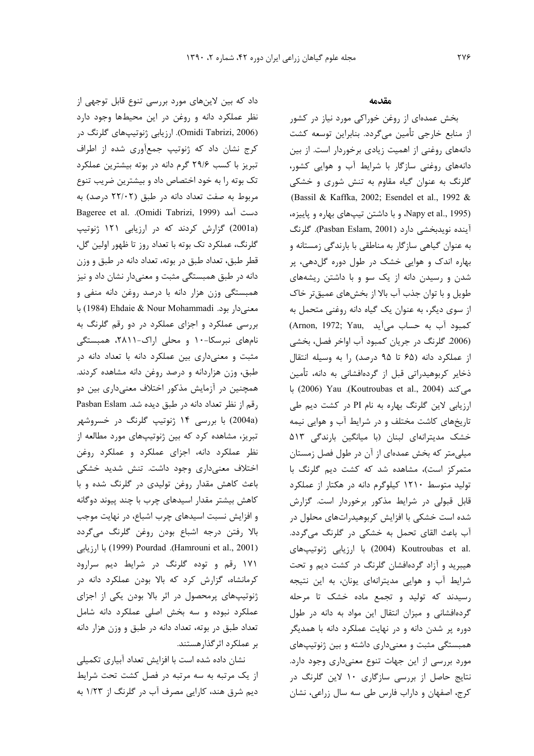## مقدمه

بخش عمده‌ای از روغن خوراکی مورد نیاز در کشور از منابع خارجی تأمین می‌گردد. بنابراین توسعه کشت دانه‌های روغنی از اهمیت زیادی برخوردار است. از بین دانه‌های روغنی سازگار با شرایط آب و هوایی کشور، گلرنگ به عنوان گیاه مقاوم به تنش شوری و خشکی (Bassil & Kaffka, 2002; Esendel et al., 1992 & Napy et al., 1995)، و با داشتن تیپ‌های بهاره و پاییزه، آینده نویدبخشی دارد (Pasban Eslam, 2001). گلرنگ به عنوان گیاهی سازگار به مناطقی با بارندگی زمستانه و بهاره اندک و هوایی خشک در طول دوره گل‌دهی، پر شدن و رسیدن دانه از یک سو و با داشتن ریشه‌های طویل و با توان جذب آب بالا از بخش‌های عمیق‌تر خاک از سوی دیگر، به عنوان یک گیاه دانه روغنی متحمل به کمبود آب به حساب می‌آید (Arnon, 1972; Yau, 2006). گلرنگ در جریان کمبود آب اواخر فصل، بخشی از عملکرد دانه (۶۵ تا ۹۵ درصد) را به وسیله انتقال ذخایر کربوهیدراتی قبل از گرده‌افشانی به دانه، تأمین می‌کند (Koutroubas et al., 2004). Yau (2006) با ارزیابی لاین گلرنگ بهاره به نام PI در کشت دیم طی تاریخ‌های کاشت مختلف و در شرایط آب و هوایی نیمه خشک مدیترانه‌ای لبنان (با میانگین بارندگی ۵۱۳ میلی‌متر که بخش عمده‌ای از آن در طول فصل زمستان متمرکز است)، مشاهده شد که کشت دیم گلرنگ با تولید متوسط ۱۲۱۰ کیلوگرم دانه در هکتار از عملکرد قابل قبولی در شرایط مذکور برخوردار است. گزارش شده است خشکی با افزایش کربوهیدرات‌های محلول در آب باعث القای تحمل به خشکی در گلرنگ می‌گردد. Koutroubas et al. (2004) با ارزیابی ژنوتیپ‌های هیبرید و آزاد گرده‌افشان گلرنگ در کشت دیم و تحت شرایط آب و هوایی مدیترانه‌ای یونان، به این نتیجه رسیدند که تولید و تجمع ماده خشک تا مرحله گرده‌افشانی و میزان انتقال این مواد به دانه در طول دوره پر شدن دانه و در نهایت عملکرد دانه با همدیگر همبستگی مثبت و معنی‌داری داشته و بین ژنوتیپ‌های مورد بررسی از این جهات تنوع معنی‌داری وجود دارد. نتایج حاصل از بررسی سازگاری ۱۰ لاین گلرنگ در کرج، اصفهان و داراب فارس طی سه سال زراعی، نشان داد که بین لاین‌های مورد بررسی تنوع قابل توجهی از نظر عملکرد دانه و روغن در این محیط‌ها وجود دارد (Omidi Tabrizi, 2006). ارزیابی ژنوتیپ‌های گلرنگ در کرج نشان داد که ژنوتیپ جمع‌آوری شده از اطراف تبریز با کسب ۲۹/۶ گرم دانه در بوته بیشترین عملکرد تک بوته را به خود اختصاص داد و بیشترین ضریب تنوع مربوط به صفت تعداد دانه در طبق (۲۲/۰۲ درصد) به دست آمد (Omidi Tabrizi, 1999). Bageree et al. (2001a) گزارش کردند که در ارزیابی ۱۲۱ ژنوتیپ گلرنگ، عملکرد تک بوته با تعداد روز تا ظهور اولین گل، قطر طبق، تعداد طبق در بوته، تعداد دانه در طبق و وزن دانه در طبق همبستگی مثبت و معنی‌دار نشان داد و نیز همبستگی وزن هزار دانه با درصد روغن دانه منفی و معنی‌دار بود. Ehdaie & Nour Mohammadi (1984) با بررسی عملکرد و اجزای عملکرد در دو رقم گلرنگ به نام‌های نبرسکا-۱۰ و محلی اراک-۲۸۱۱، همبستگی مثبت و معنی‌داری بین عملکرد دانه با تعداد دانه در طبق، وزن هزاردانه و درصد روغن دانه مشاهده کردند. همچنین در آزمایش مذکور اختلاف معنی‌داری بین دو رقم از نظر تعداد دانه در طبق دیده شد. Pasban Eslam (2004a) با بررسی ۱۴ ژنوتیپ گلرنگ در خسروشهر تبریز، مشاهده کرد که بین ژنوتیپ‌های مورد مطالعه از نظر عملکرد دانه، اجزای عملکرد و عملکرد روغن اختلاف معنی‌داری وجود داشت. تنش شدید خشکی باعث کاهش مقدار روغن تولیدی در گلرنگ شده و با کاهش بیشتر مقدار اسیدهای چرب با چند پیوند دوگانه و افزایش نسبت اسیدهای چرب اشباع، در نهایت موجب بالا رفتن درجه اشباع بودن روغن گلرنگ می‌گردد (Hamrouni et al., 2001). Pourdad (1999) با ارزیابی ۱۷۱ رقم و توده گلرنگ در شرایط دیم سرارود کرمانشاه، گزارش کرد که بالا بودن عملکرد دانه در ژنوتیپ‌های پرمحصول در اثر بالا بودن یکی از اجزای عملکرد نبوده و سه بخش اصلی عملکرد دانه شامل تعداد طبق در بوته، تعداد دانه در طبق و وزن هزار دانه بر عملکرد اثرگذارهستند.

نشان داده شده است با افزایش تعداد آبیاری تکمیلی از یک مرتبه به سه مرتبه در فصل کشت تحت شرایط دیم شرق هند، کارایی مصرف آب در گلرنگ از ۱/۲۳ به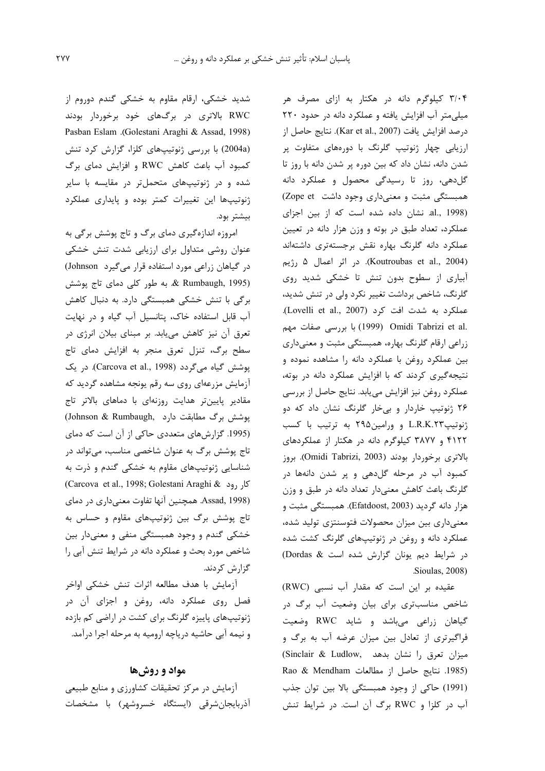۳/۰۴ کیلوگرم دانه در هکتار به ازای مصرف هر میلی‌متر آب افزایش یافته و عملکرد دانه در حدود ۲۲۰ درصد افزایش یافت (Kar et al., 2007). نتایج حاصل از ارزیابی چهار ژنوتیپ گلرنگ با دوره‌های متفاوت پر شدن دانه، نشان داد که بین دوره پر شدن دانه با روز تا گل‌دهی، روز تا رسیدگی محصول و عملکرد دانه همبستگی مثبت و معنی‌داری وجود داشت (Zope et al., 1998). نشان داده شده است که از بین اجزای عملکرد، تعداد طبق در بوته و وزن هزار دانه در تعیین عملکرد دانه گلرنگ بهاره نقش برجسته‌تری داشته‌اند (Koutroubas et al., 2004). در اثر اعمال ۵ رژیم آبیاری از سطوح بدون تنش تا خشکی شدید روی گلرنگ، شاخص برداشت تغییر نکرد ولی در تنش شدید، عملکرد به شدت افت کرد (Lovelli et al., 2007). Omidi Tabrizi et al. (1999) با بررسی صفات مهم زراعی ارقام گلرنگ بهاره، همبستگی مثبت و معنی‌داری بین عملکرد روغن با عملکرد دانه را مشاهده نموده و نتیجه‌گیری کردند که با افزایش عملکرد دانه در بوته، عملکرد روغن نیز افزایش می‌یابد. نتایج حاصل از بررسی ۲۶ ژنوتیپ خاردار و بی‌خار گلرنگ نشان داد که دو ژنوتیپL.R.K.۲۳ و ورامین۲۹۵ به ترتیب با کسب ۴۱۲۲ و ۳۸۷۷ کیلوگرم دانه در هکتار از عملکردهای بالاتری برخوردار بودند (Omidi Tabrizi, 2003). بروز کمبود آب در مرحله گل‌دهی و پر شدن دانه‌ها در گلرنگ باعث کاهش معنی‌دار تعداد دانه در طبق و وزن هزار دانه گردید (Efatdoost, 2003). همبستگی مثبت و معنی‌داری بین میزان محصولات فتوسنتزی تولید شده، عملکرد دانه و روغن در ژنوتیپ‌های گلرنگ کشت شده در شرایط دیم یونان گزارش شده است (Dordas & Sioulas, 2008).

عقیده بر این است که مقدار آب نسبی (RWC) شاخص مناسب‌تری برای بیان وضعیت آب برگ در گیاهان زراعی می‌باشد و شاید RWC وضعیت فراگیرتری از تعادل بین میزان عرضه آب به برگ و میزان تعرق را نشان بدهد (Sinclair & Ludlow, 1985). نتایج حاصل از مطالعات Rao & Mendham (1991) حاکی از وجود همبستگی بالا بین توان جذب آب در کلزا و RWC برگ آن است. در شرایط تنش شدید خشکی، ارقام مقاوم به خشکی گندم دوروم از RWC بالاتری در برگ‌های خود برخوردار بودند (Golestani Araghi & Assad, 1998). Pasban Eslam (2004a) با بررسی ژنوتیپ‌های کلزا، گزارش کرد تنش کمبود آب باعث کاهش RWC و افزایش دمای برگ شده و در ژنوتیپ‌های متحمل‌تر در مقایسه با سایر ژنوتیپ‌ها این تغییرات کمتر بوده و پایداری عملکرد بیشتر بود.

امروزه اندازه‌گیری دمای برگ و تاج پوشش برگی به عنوان روشی متداول برای ارزیابی شدت تنش خشکی در گیاهان زراعی مورد استفاده قرار می‌گیرد (Johnson & Rumbaugh, 1995). به طور کلی دمای تاج پوشش برگی با تنش خشکی همبستگی دارد. به دنبال کاهش آب قابل استفاده خاک، پتانسیل آب گیاه و در نهایت تعرق آن نیز کاهش می‌یابد. بر مبنای بیلان انرژی در سطح برگ، تنزل تعرق منجر به افزایش دمای تاج پوشش گیاه می‌گردد (Carcova et al., 1998). در یک آزمایش مزرعه‌ای روی سه رقم یونجه مشاهده گردید که مقادیر پایین‌تر هدایت روزنه‌ای با دماهای بالاتر تاج پوشش برگ مطابقت دارد (Johnson & Rumbaugh, 1995). گزارش‌های متعددی حاکی از آن است که دمای تاج پوشش برگ به عنوان شاخصی مناسب، می‌تواند در شناسایی ژنوتیپ‌های مقاوم به خشکی گندم و ذرت به کار رود (Carcova et al., 1998; Golestani Araghi & Assad, 1998). همچنین آنها تفاوت معنی‌داری در دمای تاج پوشش برگ بین ژنوتیپ‌های مقاوم و حساس به خشکی گندم و وجود همبستگی منفی و معنی‌دار بین شاخص مورد بحث و عملکرد دانه در شرایط تنش آبی را گزارش کردند.

آزمایش با هدف مطالعه اثرات تنش خشکی اواخر فصل روی عملکرد دانه، روغن و اجزای آن در ژنوتیپ‌های پاییزه گلرنگ برای کشت در اراضی کم بازده و نیمه آبی حاشیه دریاچه ارومیه به مرحله اجرا درآمد.

## مواد و روش‌ها

آزمایش در مرکز تحقیقات کشاورزی و منابع طبیعی آذربایجان‌شرقی (ایستگاه خسروشهر) با مشخصات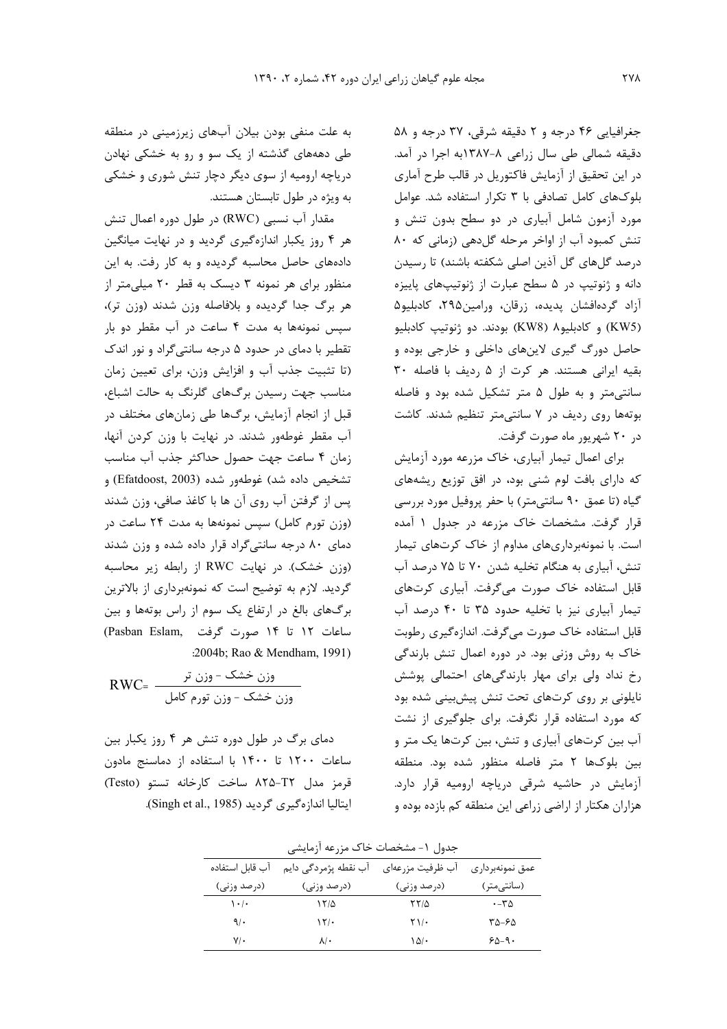جغرافیایی ۴۶ درجه و ۲ دقیقه شرقی، ۳۷ درجه و ۵۸ دقیقه شمالی طی سال زراعی ۸-۱۳۸۷به اجرا در آمد. در این تحقیق از آزمایش فاکتوریل در قالب طرح آماری بلوک‌های کامل تصادفی با ۳ تکرار استفاده شد. عوامل مورد آزمون شامل آبیاری در دو سطح بدون تنش و تنش کمبود آب از اواخر مرحله گل‌دهی (زمانی که ۸۰ درصد گل‌های گل آذین اصلی شکفته باشند) تا رسیدن دانه و ژنوتیپ در ۵ سطح عبارت از ژنوتیپ‌های پاییزه آزاد گرده‌افشان پدیده، زرقان، ورامین۲۹۵، کادبلیو۵ (KW5) و کادبلیو۸ (KW8) بودند. دو ژنوتیپ کادبلیو حاصل دورگ گیری لاین‌های داخلی و خارجی بوده و بقیه ایرانی هستند. هر کرت از ۵ ردیف با فاصله ۳۰ سانتی‌متر و به طول ۵ متر تشکیل شده بود و فاصله بوته‌ها روی ردیف در ۷ سانتی‌متر تنظیم شدند. کاشت در ۲۰ شهریور ماه صورت گرفت.

برای اعمال تیمار آبیاری، خاک مزرعه مورد آزمایش که دارای بافت لوم شنی بود، در افق توزیع ریشه‌های گیاه (تا عمق ۹۰ سانتی‌متر) با حفر پروفیل مورد بررسی قرار گرفت. مشخصات خاک مزرعه در جدول ۱ آمده است. با نمونه‌برداری‌های مداوم از خاک کرت‌های تیمار تنش، آبیاری به هنگام تخلیه شدن ۷۰ تا ۷۵ درصد آب قابل استفاده خاک صورت می‌گرفت. آبیاری کرت‌های تیمار آبیاری نیز با تخلیه حدود ۳۵ تا ۴۰ درصد آب قابل استفاده خاک صورت می‌گرفت. اندازه‌گیری رطوبت خاک به روش وزنی بود. در دوره اعمال تنش بارندگی رخ نداد ولی برای مهار بارندگی‌های احتمالی پوشش نایلونی بر روی کرت‌های تحت تنش پیش‌بینی شده بود که مورد استفاده قرار نگرفت. برای جلوگیری از نشت آب بین کرت‌های آبیاری و تنش، بین کرت‌ها یک متر و بین بلوک‌ها ۲ متر فاصله منظور شده بود. منطقه آزمایش در حاشیه شرقی دریاچه ارومیه قرار دارد. هزاران هکتار از اراضی زراعی این منطقه کم بازده بوده و به علت منفی بودن بیلان آبهای زیرزمینی در منطقه طی دهه‌های گذشته از یک سو و رو به خشکی نهادن دریاچه ارومیه از سوی دیگر دچار تنش شوری و خشکی به ویژه در طول تابستان هستند.

مقدار آب نسبی (RWC) در طول دوره اعمال تنش هر ۴ روز یکبار اندازه‌گیری گردید و در نهایت میانگین داده‌های حاصل محاسبه گردیده و به کار رفت. به این منظور برای هر نمونه ۳ دیسک به قطر ۲۰ میلی‌متر از هر برگ جدا گردیده و بلافاصله وزن شدند (وزن تر)، سپس نمونه‌ها به مدت ۴ ساعت در آب مقطر دو بار تقطیر با دمای در حدود ۵ درجه سانتی‌گراد و نور اندک (تا تثبیت جذب آب و افزایش وزن، برای تعیین زمان مناسب جهت رسیدن برگ‌های گلرنگ به حالت اشباع، قبل از انجام آزمایش، برگ‌ها طی زمان‌های مختلف در آب مقطر غوطه‌ور شدند. در نهایت با وزن کردن آنها، زمان ۴ ساعت جهت حصول حداکثر جذب آب مناسب تشخیص داده شد) (Efatdoost, 2003) غوطه‌ور شده و پس از گرفتن آب روی آن ها با کاغذ صافی، وزن شدند (وزن تورم کامل) سپس نمونه‌ها به مدت ۲۴ ساعت در دمای ۸۰ درجه سانتی‌گراد قرار داده شده و وزن شدند (وزن خشک). در نهایت RWC از رابطه زیر محاسبه گردید. لازم به توضیح است که نمونه‌برداری از بالاترین برگ‌های بالغ در ارتفاع یک سوم از راس بوته‌ها و بین ساعات ۱۲ تا ۱۴ صورت گرفت (Pasban Eslam, 2004b; Rao & Mendham, 1991):

$$RWC = \frac{\text{وزن تر} - \text{وزن خشک}}{\text{وزن تورم کامل} - \text{وزن خشک}}$$

دمای برگ در طول دوره تنش هر ۴ روز یکبار بین ساعات ۱۲۰۰ تا ۱۴۰۰ با استفاده از دماسنج مادون قرمز مدل T2-۸۲۵ ساخت کارخانه تستو (Testo) ایتالیا اندازه‌گیری گردید (Singh et al., 1985).

جدول ۱- مشخصات خاک مزرعه آزمایشی

| عمق نمونه‌برداری (سانتی‌متر) | آب ظرفیت مزرعه‌ای (درصد وزنی) | آب نقطه پژمردگی دایم (درصد وزنی) | آب قابل استفاده (درصد وزنی) |
|---|---|---|---|
| ۳۵-۰ | ۲۲/۵ | ۱۲/۵ | ۱۰/۰ |
| ۶۵-۳۵ | ۲۱/۰ | ۱۲/۰ | ۹/۰ |
| ۹۰-۶۵ | ۱۵/۰ | ۸/۰ | ۷/۰ |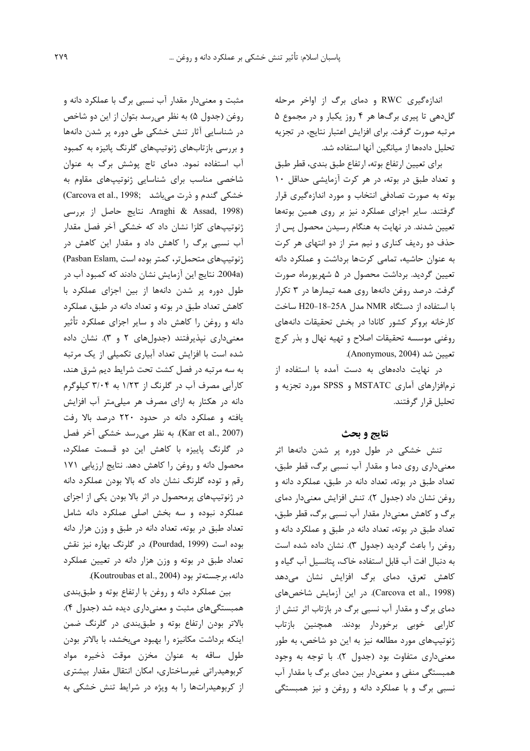اندازه‌گیری RWC و دمای برگ از اواخر مرحله گل‌دهی تا پیری برگ‌ها هر ۴ روز یکبار و در مجموع ۵ مرتبه صورت گرفت. برای افزایش اعتبار نتایج، در تجزیه تحلیل داده‌ها از میانگین آنها استفاده شد.

برای تعیین ارتفاع بوته، ارتفاع طبق بندی، قطر طبق و تعداد طبق در بوته، در هر کرت آزمایشی حداقل ۱۰ بوته به صورت تصادفی انتخاب و مورد اندازه‌گیری قرار گرفتند. سایر اجزای عملکرد نیز بر روی همین بوته‌ها تعیین شدند. در نهایت به هنگام رسیدن محصول پس از حذف دو ردیف کناری و نیم متر از دو انتهای هر کرت به عنوان حاشیه، تمامی کرت‌ها برداشت و عملکرد دانه تعیین گردید. برداشت محصول در ۵ شهریورماه صورت گرفت. درصد روغن دانه‌ها روی همه تیمارها در ۳ تکرار با استفاده از دستگاه NMR مدل H20-18-25A ساخت کارخانه بروکر کشور کانادا در بخش تحقیقات دانه‌های روغنی موسسه تحقیقات اصلاح و تهیه نهال و بذر کرج تعیین شد (Anonymous, 2004).

در نهایت داده‌های به دست آمده با استفاده از نرم‌افزارهای آماری MSTATC و SPSS مورد تجزیه و تحلیل قرار گرفتند.

## نتایج و بحث

تنش خشکی در طول دوره پر شدن دانه‌ها اثر معنی‌داری روی دما و مقدار آب نسبی برگ، قطر طبق، تعداد طبق در بوته، تعداد دانه در طبق، عملکرد دانه و روغن نشان داد (جدول ۲). تنش افزایش معنی‌دار دمای برگ و کاهش معنی‌دار مقدار آب نسبی برگ، قطر طبق، تعداد طبق در بوته، تعداد دانه در طبق و عملکرد دانه و روغن را باعث گردید (جدول ۳). نشان داده شده است به دنبال افت آب قابل استفاده خاک، پتانسیل آب گیاه و کاهش تعرق، دمای برگ افزایش نشان می‌دهد (Carcova et al., 1998). در این آزمایش شاخص‌های دمای برگ و مقدار آب نسبی برگ در بازتاب اثر تنش از کارایی خوبی برخوردار بودند. همچنین بازتاب ژنوتیپ‌های مورد مطالعه نیز به این دو شاخص، به طور معنی‌داری متفاوت بود (جدول ۲). با توجه به وجود همبستگی منفی و معنی‌دار بین دمای برگ با مقدار آب نسبی برگ و با عملکرد دانه و روغن و نیز همبستگی مثبت و معنی‌دار مقدار آب نسبی برگ با عملکرد دانه و روغن (جدول ۵) به نظر می‌رسد بتوان از این دو شاخص در شناسایی آثار تنش خشکی طی دوره پر شدن دانه‌ها و بررسی بازتاب‌های ژنوتیپ‌های گلرنگ پائیزه به کمبود آب استفاده نمود. دمای تاج پوشش برگ به عنوان شاخصی مناسب برای شناسایی ژنوتیپ‌های مقاوم به خشکی گندم و ذرت می‌باشد (Carcova et al., 1998; Araghi & Assad, 1998). نتایج حاصل از بررسی ژنوتیپ‌های کلزا نشان داد که خشکی آخر فصل مقدار آب نسبی برگ را کاهش داد و مقدار این کاهش در ژنوتیپ‌های متحمل‌تر، کمتر بوده است (Pasban Eslam, 2004a). نتایج این آزمایش نشان دادند که کمبود آب در طول دوره پر شدن دانه‌ها از بین اجزای عملکرد با کاهش تعداد طبق در بوته و تعداد دانه در طبق، عملکرد دانه و روغن را کاهش داد و سایر اجزای عملکرد تأثیر معنی‌داری نپذیرفتند (جدول‌های ۲ و ۳). نشان داده شده است با افزایش تعداد آبیاری تکمیلی از یک مرتبه به سه مرتبه در فصل کشت تحت شرایط دیم شرق هند، کارآیی مصرف آب در گلرنگ از ۱/۲۳ به ۳/۰۴ کیلوگرم دانه در هکتار به ازای مصرف هر میلی‌متر آب افزایش یافته و عملکرد دانه در حدود ۲۲۰ درصد بالا رفت (Kar et al., 2007). به نظر می‌رسد خشکی آخر فصل در گلرنگ پاییزه با کاهش این دو قسمت عملکرد، محصول دانه و روغن را کاهش دهد. نتایج ارزیابی ۱۷۱ رقم و توده گلرنگ نشان داد که بالا بودن عملکرد دانه در ژنوتیپ‌های پرمحصول در اثر بالا بودن یکی از اجزای عملکرد نبوده و سه بخش اصلی عملکرد دانه شامل تعداد طبق در بوته، تعداد دانه در طبق و وزن هزار دانه بوده است (Pourdad, 1999). در گلرنگ بهاره نیز نقش تعداد طبق در بوته و وزن هزار دانه در تعیین عملکرد دانه، برجسته‌تر بود (Koutroubas et al., 2004).

بین عملکرد دانه و روغن با ارتفاع بوته و طبق‌بندی همبستگی‌های مثبت و معنی‌داری دیده شد (جدول ۴). بالاتر بودن ارتفاع بوته و طبق‌بندی در گلرنگ ضمن اینکه برداشت مکانیزه را بهبود می‌بخشد، با بالاتر بودن طول ساقه به عنوان مخزن موقت ذخیره مواد کربوهیدراتی غیرساختاری، امکان انتقال مقدار بیشتری از کربوهیدرات‌ها را به ویژه در شرایط تنش خشکی به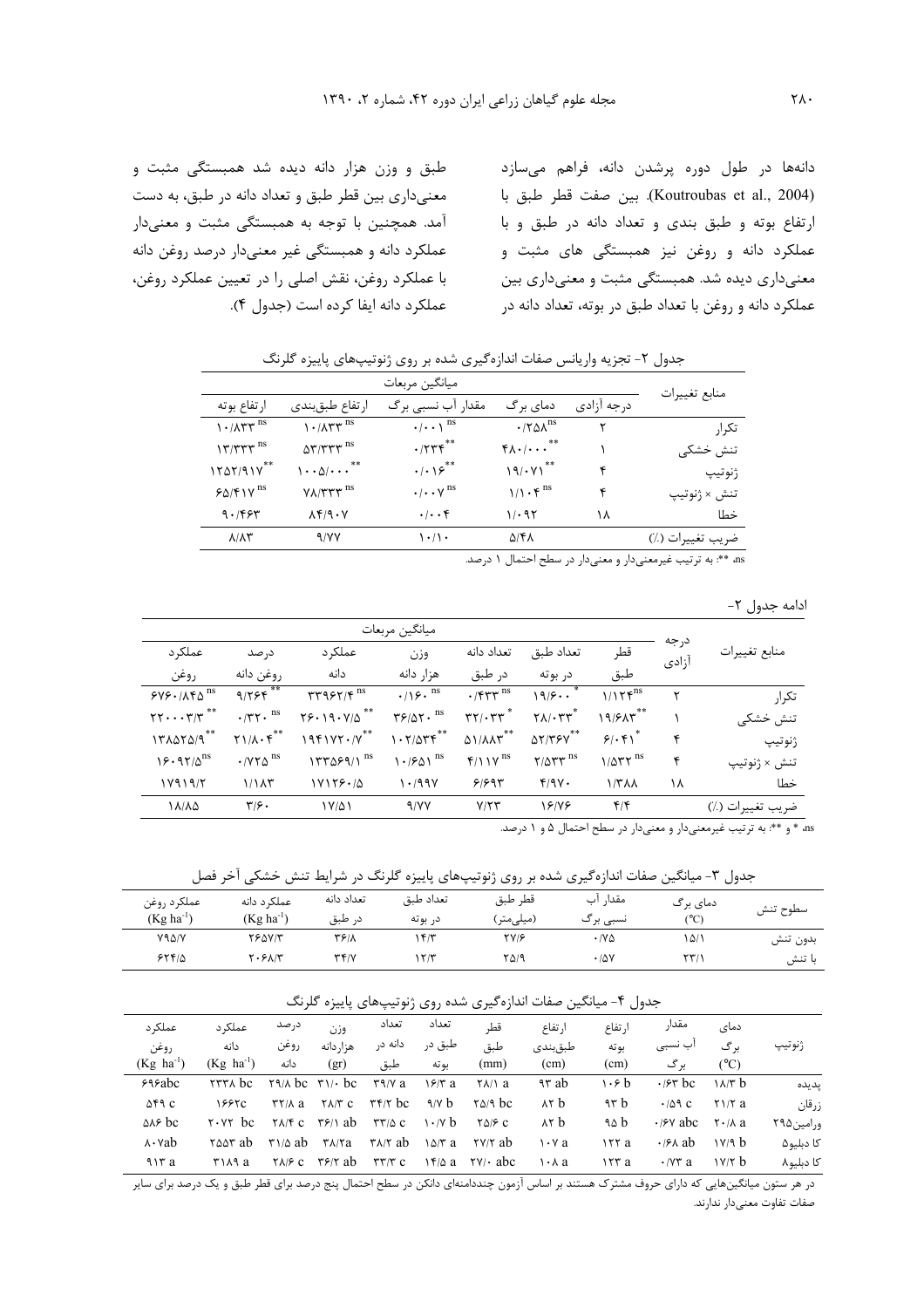دانه‌ها در طول دوره پرشدن دانه، فراهم می‌سازد (Koutroubas et al., 2004). بین صفت قطر طبق با ارتفاع بوته و طبق بندی و تعداد دانه در طبق و با عملکرد دانه و روغن نیز همبستگی های مثبت و معنی‌داری دیده شد. همبستگی مثبت و معنی‌داری بین عملکرد دانه و روغن با تعداد طبق در بوته، تعداد دانه در طبق و وزن هزار دانه دیده شد همبستگی مثبت و معنی‌داری بین قطر طبق و تعداد دانه در طبق، به دست آمد. همچنین با توجه به همبستگی مثبت و معنی‌دار عملکرد دانه و همبستگی غیر معنی‌دار درصد روغن دانه با عملکرد روغن، نقش اصلی را در تعیین عملکرد روغن، عملکرد دانه ایفا کرده است (جدول ۴).

جدول ۲- تجزیه واریانس صفات اندازه‌گیری شده بر روی ژنوتیپ‌های پاییزه گلرنگ

| منابع تغییرات | درجه آزادی | میانگین مربعات | | | |
|---|---|---|---|---|---|
| | | دمای برگ | مقدار آب نسبی برگ | ارتفاع طبق‌بندی | ارتفاع بوته |
| تکرار | ۲ | $۰/۲۵۸^{ns}$ | $۰/۰۰۱^{ns}$ | $۱۰/۸۳۳^{ns}$ | $۱۰/۸۳۳^{ns}$ |
| تنش خشکی | ۱ | $۴۸۰/۰۰۰^{**}$ | $۰/۲۳۴^{**}$ | $۵۳/۳۳۳^{ns}$ | $۱۳/۳۳۳^{ns}$ |
| ژنوتیپ | ۴ | $۱۹/۰۷۱^{**}$ | $۰/۰۱۶^{**}$ | $۱۰۰۵/۰۰۰^{**}$ | $۱۲۵۲/۹۱۷^{**}$ |
| تنش × ژنوتیپ | ۴ | $۱/۱۰۴^{ns}$ | $۰/۰۰۷^{ns}$ | $۷۸/۳۳۳^{ns}$ | $۶۵/۴۱۷^{ns}$ |
| خطا | ۱۸ | ۱/۰۹۲ | ۰/۰۰۴ | ۸۴/۹۰۷ | ۹۰/۴۶۳ |
| ضریب تغییرات (٪) | | ۵/۴۸ | ۱۰/۱۰ | ۹/۷۷ | ۸/۸۳ |

ns، **: به ترتیب غیرمعنی‌دار و معنی‌دار در سطح احتمال ۱ درصد.

ادامه جدول ۲-

| منابع تغییرات | درجه آزادی | میانگین مربعات | | | | | | |
|---|---|---|---|---|---|---|---|---|
| | | قطر طبق | تعداد طبق در بوته | تعداد دانه در طبق | وزن هزار دانه | عملکرد دانه | درصد روغن دانه | عملکرد روغن |
| تکرار | ۲ | $۱/۱۲۴^{ns}$ | $۱۹/۶۰۰^{*}$ | $۰/۴۳۳^{ns}$ | $۰/۱۶۰^{ns}$ | $۳۳۹۶۲/۴^{ns}$ | $۹/۲۶۴^{**}$ | $۶۷۶۰/۸۴۵^{ns}$ |
| تنش خشکی | ۱ | $۱۹/۶۸۳^{**}$ | $۲۸/۰۳۳^{*}$ | $۳۲/۰۳۳^{*}$ | $۳۶/۵۲۰^{ns}$ | $۲۶۰۱۹۰۷/۵^{**}$ | $۰/۳۲۰^{ns}$ | $۲۲۰۰۰۳/۳^{**}$ |
| ژنوتیپ | ۴ | $۶/۰۴۱^{*}$ | $۵۲/۳۶۷^{**}$ | $۵۱/۸۸۳^{**}$ | $۱۰۲/۵۳۴^{**}$ | $۱۹۴۱۷۲۰/۷^{**}$ | $۲۱/۸۰۴^{**}$ | $۱۳۸۵۲۵/۹^{**}$ |
| تنش × ژنوتیپ | ۴ | $۱/۵۳۲^{ns}$ | $۲/۵۳۳^{ns}$ | $۴/۱۱۷^{ns}$ | $۱۰/۶۵۱^{ns}$ | $۱۳۳۵۶۹/۱^{ns}$ | $۰/۷۲۵^{ns}$ | $۱۶۰۹۲/۵^{ns}$ |
| خطا | ۱۸ | ۱/۳۸۸ | ۴/۹۷۰ | ۶/۶۹۳ | ۱۰/۹۹۷ | ۱۷۱۲۶۰/۵ | ۱/۱۸۳ | ۱۷۹۱۹/۲ |
| ضریب تغییرات (٪) | | ۴/۴ | ۱۶/۷۶ | ۷/۲۳ | ۹/۷۷ | ۱۷/۵۱ | ۳/۶۰ | ۱۸/۸۵ |

ns، * و **: به ترتیب غیرمعنی‌دار و معنی‌دار در سطح احتمال ۵ و ۱ درصد.

جدول ۳- میانگین صفات اندازه‌گیری شده بر روی ژنوتیپ‌های پاییزه گلرنگ در شرایط تنش خشکی آخر فصل

| سطوح تنش | دمای برگ (°C) | مقدار آب نسبی برگ | قطر طبق (میلی‌متر) | تعداد طبق در بوته | تعداد دانه در طبق | عملکرد دانه ($Kg\ ha^{-1}$) | عملکرد روغن ($Kg\ ha^{-1}$) |
|---|---|---|---|---|---|---|---|
| بدون تنش | ۱۵/۱ | ۰/۷۵ | ۲۷/۶ | ۱۴/۳ | ۳۶/۸ | ۲۶۵۷/۳ | ۷۹۵/۷ |
| با تنش | ۲۳/۱ | ۰/۵۷ | ۲۵/۹ | ۱۲/۳ | ۳۴/۷ | ۲۰۶۸/۳ | ۶۲۴/۵ |

جدول ۴- میانگین صفات اندازه‌گیری شده روی ژنوتیپ‌های پاییزه گلرنگ

| ژنوتیپ | دمای برگ (°C) | مقدار آب نسبی برگ | ارتفاع بوته (cm) | ارتفاع طبق‌بندی (cm) | قطر طبق (mm) | تعداد طبق در بوته | تعداد دانه در طبق | وزن هزاردانه (gr) | درصد روغن دانه | عملکرد دانه ($Kg\ ha^{-1}$) | عملکرد روغن ($Kg\ ha^{-1}$) |
|---|---|---|---|---|---|---|---|---|---|---|---|
| پدیده | ۱۸/۳ b | ۰/۶۳ bc | ۱۰۶ b | ۹۳ ab | ۲۸/۱ a | ۱۶/۳ a | ۳۹/۷ a | ۳۱/۰ bc | ۲۹/۸ bc | ۲۳۳۸ bc | ۶۹۶abc |
| زرقان | ۲۱/۳ a | ۰/۵۹ c | ۹۳ b | ۸۲ b | ۲۵/۹ bc | ۹/۷ b | ۳۴/۲ bc | ۲۸/۳ c | ۳۲/۸ a | ۱۶۶۲c | ۵۴۹ c |
| ورامین۲۹۵ | ۲۰/۸ a | ۰/۶۷ abc | ۹۵ b | ۸۲ b | ۲۵/۶ c | ۱۰/۷ b | ۳۳/۵ c | ۳۶/۱ ab | ۲۸/۴ c | ۲۰۷۲ bc | ۵۸۶ bc |
| کا دبلیو۵ | ۱۷/۹ b | ۰/۶۸ ab | ۱۲۲ a | ۱۰۷ a | ۲۷/۲ ab | ۱۵/۳ a | ۳۸/۲ ab | ۳۸/۲a | ۳۱/۵ ab | ۲۵۵۳ ab | ۸۰۷ab |
| کا دبلیو۸ | ۱۷/۲ b | ۰/۷۳ a | ۱۲۳ a | ۱۰۸ a | ۲۷/۰ abc | ۱۴/۵ a | ۳۳/۳ c | ۳۶/۲ ab | ۲۸/۶ c | ۳۱۸۹ a | ۹۱۳ a |

در هر ستون میانگین‌هایی که دارای حروف مشترک هستند بر اساس آزمون چنددامنه‌ای دانکن در سطح احتمال پنج درصد برای قطر طبق و یک درصد برای سایر صفات تفاوت معنی‌دار ندارند.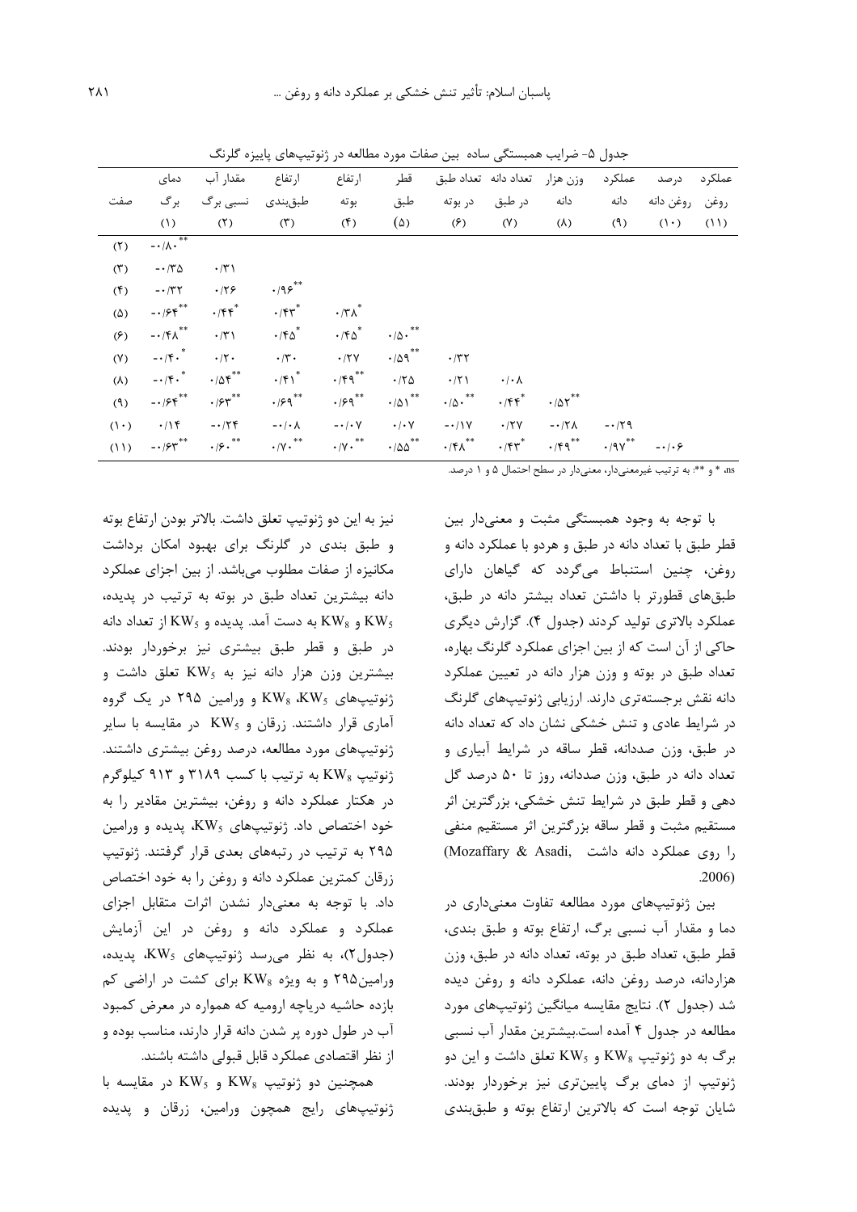جدول ۵- ضرایب همبستگی ساده بین صفات مورد مطالعه در ژنوتیپ‌های پاییزه گلرنگ

| صفت | دمای برگ (۱) | مقدار آب نسبی برگ (۲) | ارتفاع طبق‌بندی (۳) | ارتفاع بوته (۴) | قطر طبق (۵) | تعداد طبق در بوته (۶) | تعداد دانه در طبق (۷) | وزن هزار دانه (۸) | عملکرد دانه (۹) | درصد روغن دانه (۱۰) | عملکرد روغن (۱۱) |
|---|---|---|---|---|---|---|---|---|---|---|---|
| (۲) | \*\*۰/۸۰- | | | | | | | | | | |
| (۳) | ۰/۳۵- | ۰/۳۱ | | | | | | | | | |
| (۴) | ۰/۳۲- | ۰/۲۶ | \*\*۰/۹۶ | | | | | | | | |
| (۵) | \*\*۰/۶۴- | \*۰/۴۴ | \*۰/۴۳ | \*۰/۳۸ | | | | | | | |
| (۶) | \*\*۰/۴۸- | ۰/۳۱ | \*۰/۴۵ | \*۰/۴۵ | \*\*۰/۵۰ | | | | | | |
| (۷) | \*۰/۴۰- | ۰/۲۰ | ۰/۳۰ | ۰/۲۷ | \*\*۰/۵۹ | ۰/۳۲ | | | | | |
| (۸) | \*۰/۴۰- | \*\*۰/۵۴ | \*۰/۴۱ | \*\*۰/۴۹ | ۰/۲۵ | ۰/۲۱ | ۰/۰۸ | | | | |
| (۹) | \*\*۰/۶۴- | \*\*۰/۶۳ | \*\*۰/۶۹ | \*\*۰/۶۹ | \*\*۰/۵۱ | \*\*۰/۵۰ | \*۰/۴۴ | \*\*۰/۵۲ | | | |
| (۱۰) | ۰/۱۴ | ۰/۲۴- | ۰/۰۸- | ۰/۰۷- | ۰/۰۷ | ۰/۱۷- | ۰/۲۷ | ۰/۲۸- | ۰/۲۹- | | |
| (۱۱) | \*\*۰/۶۳- | \*\*۰/۶۰ | \*\*۰/۷۰ | \*\*۰/۷۰ | \*\*۰/۵۵ | \*\*۰/۴۸ | \*۰/۴۳ | \*\*۰/۴۹ | \*\*۰/۹۷ | ۰/۰۶- | |

ns، \* و \*\*: به ترتیب غیرمعنی‌دار، معنی‌دار در سطح احتمال ۵ و ۱ درصد.

با توجه به وجود همبستگی مثبت و معنی‌دار بین قطر طبق با تعداد دانه در طبق و هردو با عملکرد دانه و روغن، چنین استنباط می‌گردد که گیاهان دارای طبق‌های قطورتر با داشتن تعداد بیشتر دانه در طبق، عملکرد بالاتری تولید کردند (جدول ۴). گزارش دیگری حاکی از آن است که از بین اجزای عملکرد گلرنگ بهاره، تعداد طبق در بوته و وزن هزار دانه در تعیین عملکرد دانه نقش برجسته‌تری دارند. ارزیابی ژنوتیپ‌های گلرنگ در شرایط عادی و تنش خشکی نشان داد که تعداد دانه در طبق، وزن صددانه، قطر ساقه در شرایط آبیاری و تعداد دانه در طبق، وزن صددانه، روز تا ۵۰ درصد گل دهی و قطر طبق در شرایط تنش خشکی، بزرگترین اثر مستقیم مثبت و قطر ساقه بزرگترین اثر مستقیم منفی را روی عملکرد دانه داشت (Mozaffary & Asadi, 2006).

بین ژنوتیپ‌های مورد مطالعه تفاوت معنی‌داری در دما و مقدار آب نسبی برگ، ارتفاع بوته و طبق بندی، قطر طبق، تعداد طبق در بوته، تعداد دانه در طبق، وزن هزاردانه، درصد روغن دانه، عملکرد دانه و روغن دیده شد (جدول ۲). نتایج مقایسه میانگین ژنوتیپ‌های مورد مطالعه در جدول ۴ آمده است.بیشترین مقدار آب نسبی برگ به دو ژنوتیپ $KW_8$ و $KW_5$ تعلق داشت و این دو ژنوتیپ از دمای برگ پایین‌تری نیز برخوردار بودند. شایان توجه است که بالاترین ارتفاع بوته و طبق‌بندی نیز به این دو ژنوتیپ تعلق داشت. بالاتر بودن ارتفاع بوته و طبق بندی در گلرنگ برای بهبود امکان برداشت مکانیزه از صفات مطلوب می‌باشد. از بین اجزای عملکرد دانه بیشترین تعداد طبق در بوته به ترتیب در پدیده، $KW_8$ و $KW_5$ به دست آمد. پدیده و $KW_5$ از تعداد دانه در طبق و قطر طبق بیشتری نیز برخوردار بودند. بیشترین وزن هزار دانه نیز به $KW_5$ تعلق داشت و ژنوتیپ‌های $KW_5$، $KW_8$ و ورامین ۲۹۵ در یک گروه آماری قرار داشتند. زرقان و $KW_5$ در مقایسه با سایر ژنوتیپ‌های مورد مطالعه، درصد روغن بیشتری داشتند. ژنوتیپ $KW_8$ به ترتیب با کسب ۳۱۸۹ و ۹۱۳ کیلوگرم در هکتار عملکرد دانه و روغن، بیشترین مقادیر را به خود اختصاص داد. ژنوتیپ‌های $KW_5$، پدیده و ورامین ۲۹۵ به ترتیب در رتبه‌های بعدی قرار گرفتند. ژنوتیپ زرقان کمترین عملکرد دانه و روغن را به خود اختصاص داد. با توجه به معنی‌دار نشدن اثرات متقابل اجزای عملکرد و عملکرد دانه و روغن در این آزمایش (جدول۲)، به نظر می‌رسد ژنوتیپ‌های $KW_5$، پدیده، ورامین۲۹۵ و به ویژه $KW_8$ برای کشت در اراضی کم بازده حاشیه دریاچه ارومیه که همواره در معرض کمبود آب در طول دوره پر شدن دانه قرار دارند، مناسب بوده و از نظر اقتصادی عملکرد قابل قبولی داشته باشند.

همچنین دو ژنوتیپ $KW_8$ و $KW_5$ در مقایسه با ژنوتیپ‌های رایج همچون ورامین، زرقان و پدیده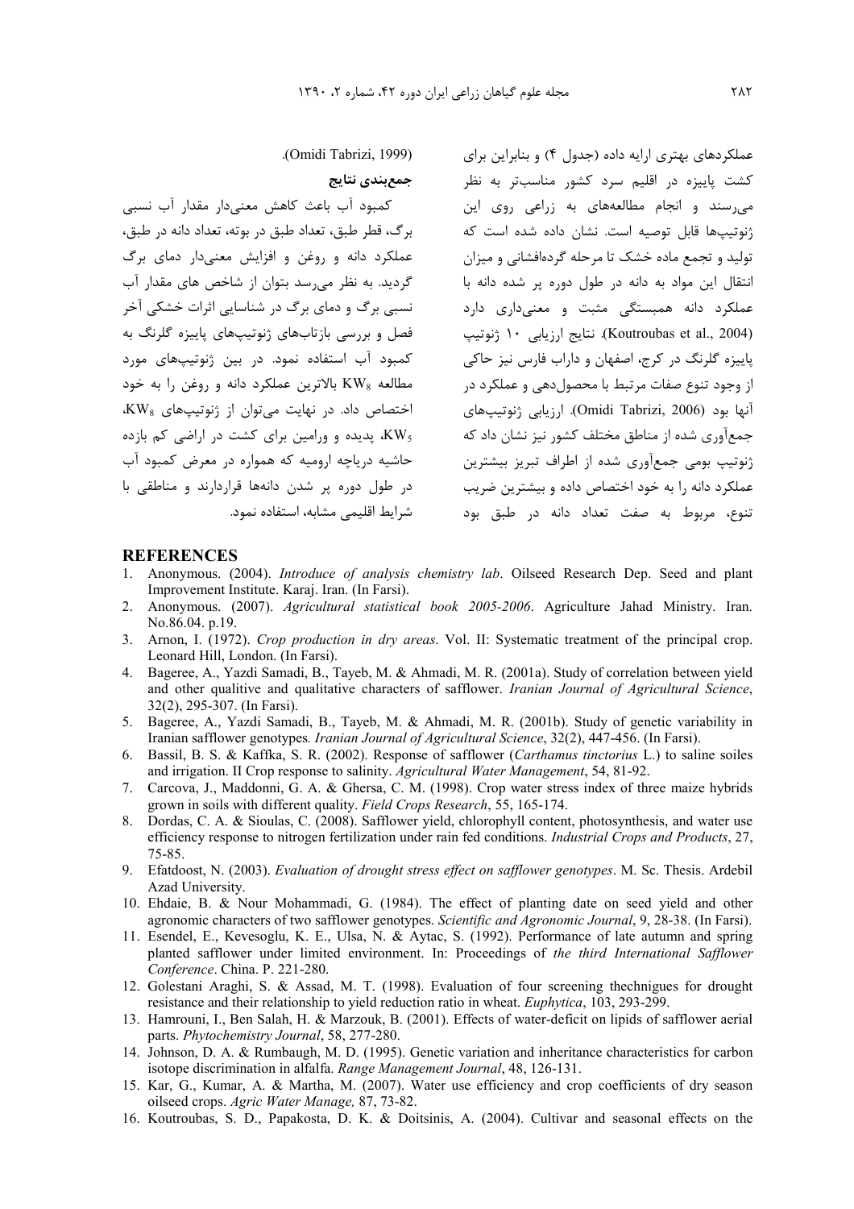عملکردهای بهتری ارایه داده (جدول ۴) و بنابراین برای کشت پاییزه در اقلیم سرد کشور مناسب‌تر به نظر می‌رسند و انجام مطالعه‌های به زراعی روی این ژنوتیپ‌ها قابل توصیه است. نشان داده شده است که تولید و تجمع ماده خشک تا مرحله گرده‌افشانی و میزان انتقال این مواد به دانه در طول دوره پر شده دانه با عملکرد دانه همبستگی مثبت و معنی‌داری دارد (Koutroubas et al., 2004). نتایج ارزیابی ۱۰ ژنوتیپ پاییزه گلرنگ در کرج، اصفهان و داراب فارس نیز حاکی از وجود تنوع صفات مرتبط با محصول‌دهی و عملکرد در آنها بود (Omidi Tabrizi, 2006). ارزیابی ژنوتیپ‌های جمع‌آوری شده از مناطق مختلف کشور نیز نشان داد که ژنوتیپ بومی جمع‌آوری شده از اطراف تبریز بیشترین عملکرد دانه را به خود اختصاص داده و بیشترین ضریب تنوع، مربوط به صفت تعداد دانه در طبق بود (Omidi Tabrizi, 1999).

**جمع‌بندی نتایج**

کمبود آب باعث کاهش معنی‌دار مقدار آب نسبی برگ، قطر طبق، تعداد طبق در بوته، تعداد دانه در طبق، عملکرد دانه و روغن و افزایش معنی‌دار دمای برگ گردید. به نظر می‌رسد بتوان از شاخص های مقدار آب نسبی برگ و دمای برگ در شناسایی اثرات خشکی آخر فصل و بررسی بازتاب‌های ژنوتیپ‌های پاییزه گلرنگ به کمبود آب استفاده نمود. در بین ژنوتیپ‌های مورد مطالعه $KW_8$ بالاترین عملکرد دانه و روغن را به خود اختصاص داد. در نهایت می‌توان از ژنوتیپ‌های $KW_8$، $KW_5$، پدیده و ورامین برای کشت در اراضی کم بازده حاشیه دریاچه ارومیه که همواره در معرض کمبود آب در طول دوره پر شدن دانه‌ها قراردارند و مناطقی با شرایط اقلیمی مشابه، استفاده نمود.

## REFERENCES

1. Anonymous. (2004). *Introduce of analysis chemistry lab*. Oilseed Research Dep. Seed and plant Improvement Institute. Karaj. Iran. (In Farsi).
2. Anonymous. (2007). *Agricultural statistical book 2005-2006*. Agriculture Jahad Ministry. Iran. No.86.04. p.19.
3. Arnon, I. (1972). *Crop production in dry areas*. Vol. II: Systematic treatment of the principal crop. Leonard Hill, London. (In Farsi).
4. Bageree, A., Yazdi Samadi, B., Tayeb, M. & Ahmadi, M. R. (2001a). Study of correlation between yield and other qualitive and qualitative characters of safflower. *Iranian Journal of Agricultural Science*, 32(2), 295-307. (In Farsi).
5. Bageree, A., Yazdi Samadi, B., Tayeb, M. & Ahmadi, M. R. (2001b). Study of genetic variability in Iranian safflower genotypes*. Iranian Journal of Agricultural Science*, 32(2), 447-456. (In Farsi).
6. Bassil, B. S. & Kaffka, S. R. (2002). Response of safflower (*Carthamus tinctorius* L.) to saline soiles and irrigation. II Crop response to salinity. *Agricultural Water Management*, 54, 81-92.
7. Carcova, J., Maddonni, G. A. & Ghersa, C. M. (1998). Crop water stress index of three maize hybrids grown in soils with different quality. *Field Crops Research*, 55, 165-174.
8. Dordas, C. A. & Sioulas, C. (2008). Safflower yield, chlorophyll content, photosynthesis, and water use efficiency response to nitrogen fertilization under rain fed conditions. *Industrial Crops and Products*, 27, 75-85.
9. Efatdoost, N. (2003). *Evaluation of drought stress effect on safflower genotypes*. M. Sc. Thesis. Ardebil Azad University.
10. Ehdaie, B. & Nour Mohammadi, G. (1984). The effect of planting date on seed yield and other agronomic characters of two safflower genotypes. *Scientific and Agronomic Journal*, 9, 28-38. (In Farsi).
11. Esendel, E., Kevesoglu, K. E., Ulsa, N. & Aytac, S. (1992). Performance of late autumn and spring planted safflower under limited environment. In: Proceedings of *the third International Safflower Conference*. China. P. 221-280.
12. Golestani Araghi, S. & Assad, M. T. (1998). Evaluation of four screening thechnigues for drought resistance and their relationship to yield reduction ratio in wheat. *Euphytica*, 103, 293-299.
13. Hamrouni, I., Ben Salah, H. & Marzouk, B. (2001). Effects of water-deficit on lipids of safflower aerial parts. *Phytochemistry Journal*, 58, 277-280.
14. Johnson, D. A. & Rumbaugh, M. D. (1995). Genetic variation and inheritance characteristics for carbon isotope discrimination in alfalfa. *Range Management Journal*, 48, 126-131.
15. Kar, G., Kumar, A. & Martha, M. (2007). Water use efficiency and crop coefficients of dry season oilseed crops. *Agric Water Manage,* 87, 73-82.
16. Koutroubas, S. D., Papakosta, D. K. & Doitsinis, A. (2004). Cultivar and seasonal effects on the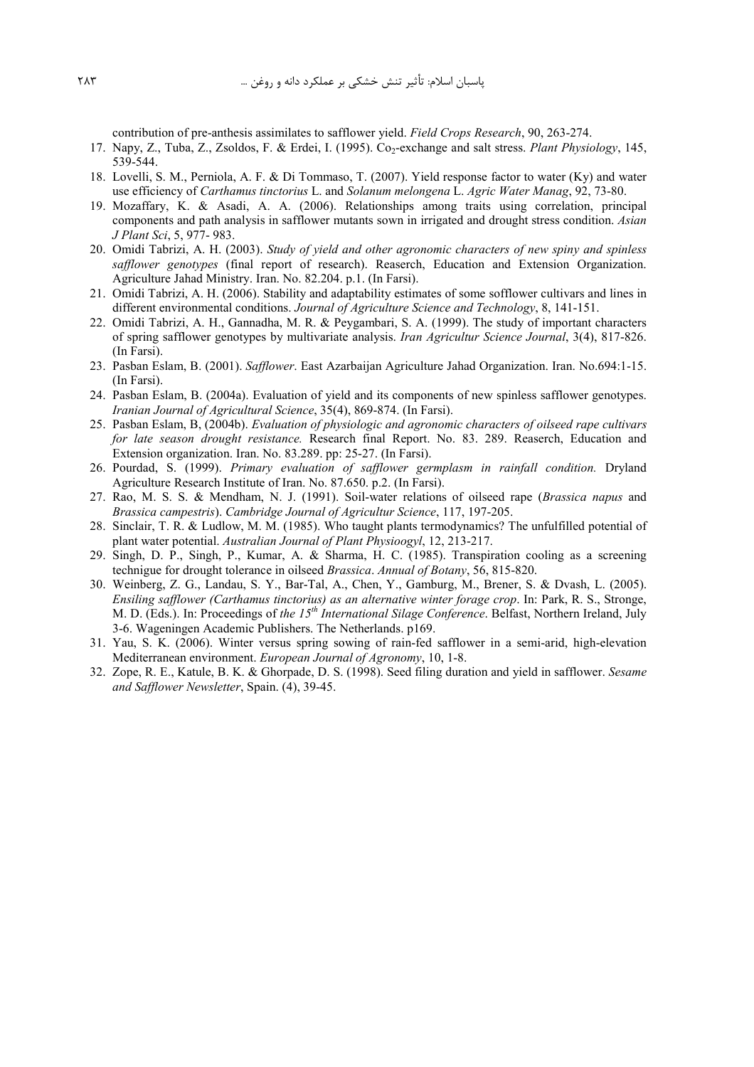contribution of pre-anthesis assimilates to safflower yield. *Field Crops Research*, 90, 263-274.

17. Napy, Z., Tuba, Z., Zsoldos, F. & Erdei, I. (1995). $Co_2$-exchange and salt stress. *Plant Physiology*, 145, 539-544.
18. Lovelli, S. M., Perniola, A. F. & Di Tommaso, T. (2007). Yield response factor to water (Ky) and water use efficiency of *Carthamus tinctorius* L. and *Solanum melongena* L. *Agric Water Manag*, 92, 73-80.
19. Mozaffary, K. & Asadi, A. A. (2006). Relationships among traits using correlation, principal components and path analysis in safflower mutants sown in irrigated and drought stress condition. *Asian J Plant Sci*, 5, 977- 983.
20. Omidi Tabrizi, A. H. (2003). *Study of yield and other agronomic characters of new spiny and spinless safflower genotypes* (final report of research). Reaserch, Education and Extension Organization. Agriculture Jahad Ministry. Iran. No. 82.204. p.1. (In Farsi).
21. Omidi Tabrizi, A. H. (2006). Stability and adaptability estimates of some sofflower cultivars and lines in different environmental conditions. *Journal of Agriculture Science and Technology*, 8, 141-151.
22. Omidi Tabrizi, A. H., Gannadha, M. R. & Peygambari, S. A. (1999). The study of important characters of spring safflower genotypes by multivariate analysis. *Iran Agricultur Science Journal*, 3(4), 817-826. (In Farsi).
23. Pasban Eslam, B. (2001). *Safflower*. East Azarbaijan Agriculture Jahad Organization. Iran. No.694:1-15. (In Farsi).
24. Pasban Eslam, B. (2004a). Evaluation of yield and its components of new spinless safflower genotypes. *Iranian Journal of Agricultural Science*, 35(4), 869-874. (In Farsi).
25. Pasban Eslam, B, (2004b). *Evaluation of physiologic and agronomic characters of oilseed rape cultivars for late season drought resistance.* Research final Report. No. 83. 289. Reaserch, Education and Extension organization. Iran. No. 83.289. pp: 25-27. (In Farsi).
26. Pourdad, S. (1999). *Primary evaluation of safflower germplasm in rainfall condition.* Dryland Agriculture Research Institute of Iran. No. 87.650. p.2. (In Farsi).
27. Rao, M. S. S. & Mendham, N. J. (1991). Soil-water relations of oilseed rape (*Brassica napus* and *Brassica campestris*). *Cambridge Journal of Agricultur Science*, 117, 197-205.
28. Sinclair, T. R. & Ludlow, M. M. (1985). Who taught plants termodynamics? The unfulfilled potential of plant water potential. *Australian Journal of Plant Physioogyl*, 12, 213-217.
29. Singh, D. P., Singh, P., Kumar, A. & Sharma, H. C. (1985). Transpiration cooling as a screening technigue for drought tolerance in oilseed *Brassica*. *Annual of Botany*, 56, 815-820.
30. Weinberg, Z. G., Landau, S. Y., Bar-Tal, A., Chen, Y., Gamburg, M., Brener, S. & Dvash, L. (2005). *Ensiling safflower (Carthamus tinctorius) as an alternative winter forage crop*. In: Park, R. S., Stronge, M. D. (Eds.). In: Proceedings of *the 15th International Silage Conference*. Belfast, Northern Ireland, July 3-6. Wageningen Academic Publishers. The Netherlands. p169.
31. Yau, S. K. (2006). Winter versus spring sowing of rain-fed safflower in a semi-arid, high-elevation Mediterranean environment. *European Journal of Agronomy*, 10, 1-8.
32. Zope, R. E., Katule, B. K. & Ghorpade, D. S. (1998). Seed filing duration and yield in safflower. *Sesame and Safflower Newsletter*, Spain. (4), 39-45.